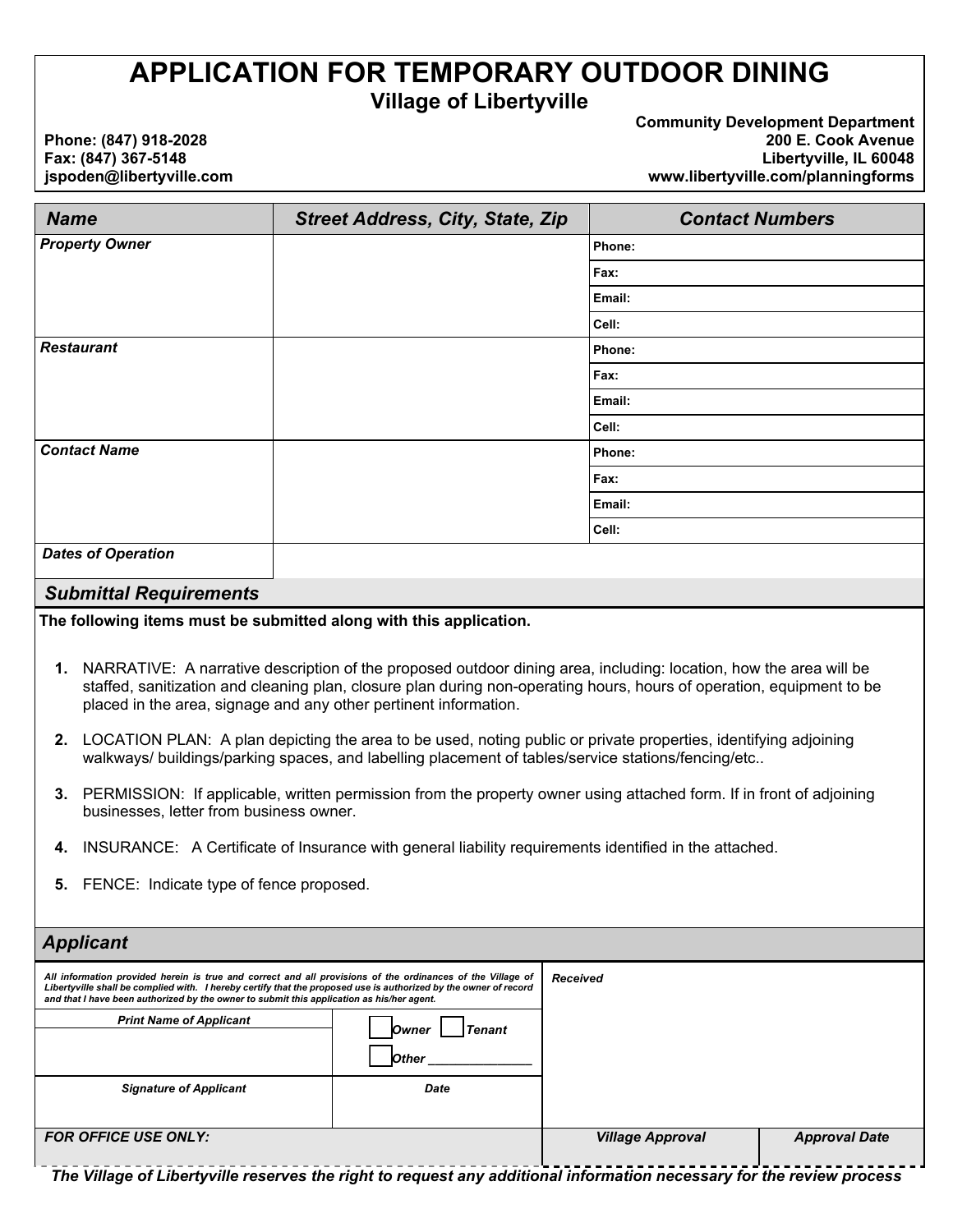# APPLICATION FOR TEMPORARY OUTDOOR DINING

## Village of Libertyville

**Phone: (847) 918-2028**
**Fax: (847) 367-5148**
**jspoden@libertyville.com**

**Community Development Department**
**200 E. Cook Avenue**
**Libertyville, IL 60048**
**www.libertyville.com/planningforms**

| Name | Street Address, City, State, Zip | Contact Numbers |
|---|---|---|
| *Property Owner* | | Phone: |
| | | Fax: |
| | | Email: |
| | | Cell: |
| *Restaurant* | | Phone: |
| | | Fax: |
| | | Email: |
| | | Cell: |
| *Contact Name* | | Phone: |
| | | Fax: |
| | | Email: |
| | | Cell: |
| *Dates of Operation* | | |

## Submittal Requirements

**The following items must be submitted along with this application.**

1. NARRATIVE: A narrative description of the proposed outdoor dining area, including: location, how the area will be staffed, sanitization and cleaning plan, closure plan during non-operating hours, hours of operation, equipment to be placed in the area, signage and any other pertinent information.
2. LOCATION PLAN: A plan depicting the area to be used, noting public or private properties, identifying adjoining walkways/ buildings/parking spaces, and labelling placement of tables/service stations/fencing/etc..
3. PERMISSION: If applicable, written permission from the property owner using attached form. If in front of adjoining businesses, letter from business owner.
4. INSURANCE: A Certificate of Insurance with general liability requirements identified in the attached.
5. FENCE: Indicate type of fence proposed.

## Applicant

*All information provided herein is true and correct and all provisions of the ordinances of the Village of Libertyville shall be complied with. I hereby certify that the proposed use is authorized by the owner of record and that I have been authorized by the owner to submit this application as his/her agent.*

| *Print Name of Applicant* | ☐ *Owner* ☐ *Tenant* ☐ *Other* _______________ | *Received* |
|---|---|---|
| *Signature of Applicant* | *Date* | |

| *FOR OFFICE USE ONLY:* | *Village Approval* | *Approval Date* |
|---|---|---|
| | | |

*The Village of Libertyville reserves the right to request any additional information necessary for the review process*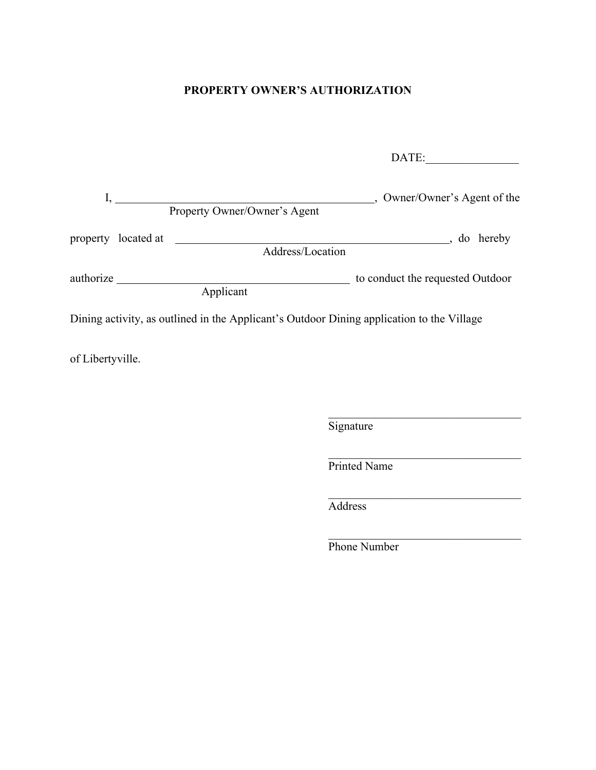**PROPERTY OWNER'S AUTHORIZATION**

DATE:________________

I, _______________________________________________, Owner/Owner's Agent of the
Property Owner/Owner's Agent

property located at _______________________________________________, do hereby
Address/Location

authorize ________________________________________ to conduct the requested Outdoor
Applicant

Dining activity, as outlined in the Applicant's Outdoor Dining application to the Village

of Libertyville.

__________________________________
Signature

__________________________________
Printed Name

__________________________________
Address

__________________________________
Phone Number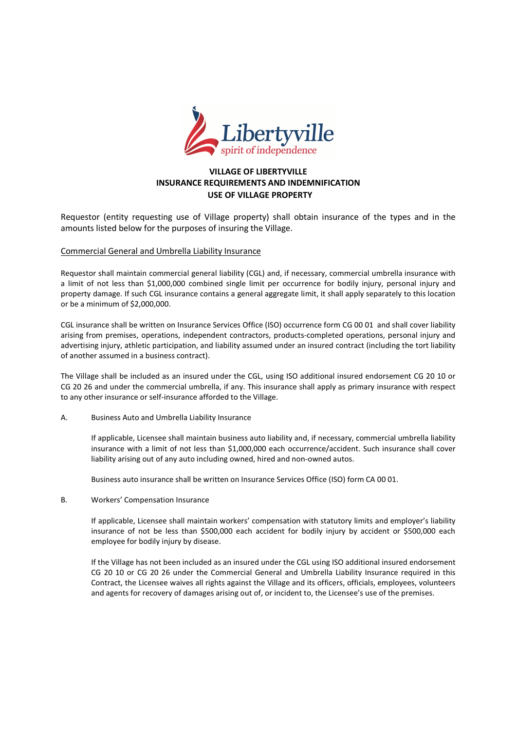**VILLAGE OF LIBERTYVILLE**
**INSURANCE REQUIREMENTS AND INDEMNIFICATION**
**USE OF VILLAGE PROPERTY**

Requestor (entity requesting use of Village property) shall obtain insurance of the types and in the amounts listed below for the purposes of insuring the Village.

Commercial General and Umbrella Liability Insurance

Requestor shall maintain commercial general liability (CGL) and, if necessary, commercial umbrella insurance with a limit of not less than $1,000,000 combined single limit per occurrence for bodily injury, personal injury and property damage. If such CGL insurance contains a general aggregate limit, it shall apply separately to this location or be a minimum of $2,000,000.

CGL insurance shall be written on Insurance Services Office (ISO) occurrence form CG 00 01 and shall cover liability arising from premises, operations, independent contractors, products-completed operations, personal injury and advertising injury, athletic participation, and liability assumed under an insured contract (including the tort liability of another assumed in a business contract).

The Village shall be included as an insured under the CGL, using ISO additional insured endorsement CG 20 10 or CG 20 26 and under the commercial umbrella, if any. This insurance shall apply as primary insurance with respect to any other insurance or self-insurance afforded to the Village.

A. Business Auto and Umbrella Liability Insurance

If applicable, Licensee shall maintain business auto liability and, if necessary, commercial umbrella liability insurance with a limit of not less than $1,000,000 each occurrence/accident. Such insurance shall cover liability arising out of any auto including owned, hired and non-owned autos.

Business auto insurance shall be written on Insurance Services Office (ISO) form CA 00 01.

B. Workers' Compensation Insurance

If applicable, Licensee shall maintain workers' compensation with statutory limits and employer's liability insurance of not be less than $500,000 each accident for bodily injury by accident or $500,000 each employee for bodily injury by disease.

If the Village has not been included as an insured under the CGL using ISO additional insured endorsement CG 20 10 or CG 20 26 under the Commercial General and Umbrella Liability Insurance required in this Contract, the Licensee waives all rights against the Village and its officers, officials, employees, volunteers and agents for recovery of damages arising out of, or incident to, the Licensee's use of the premises.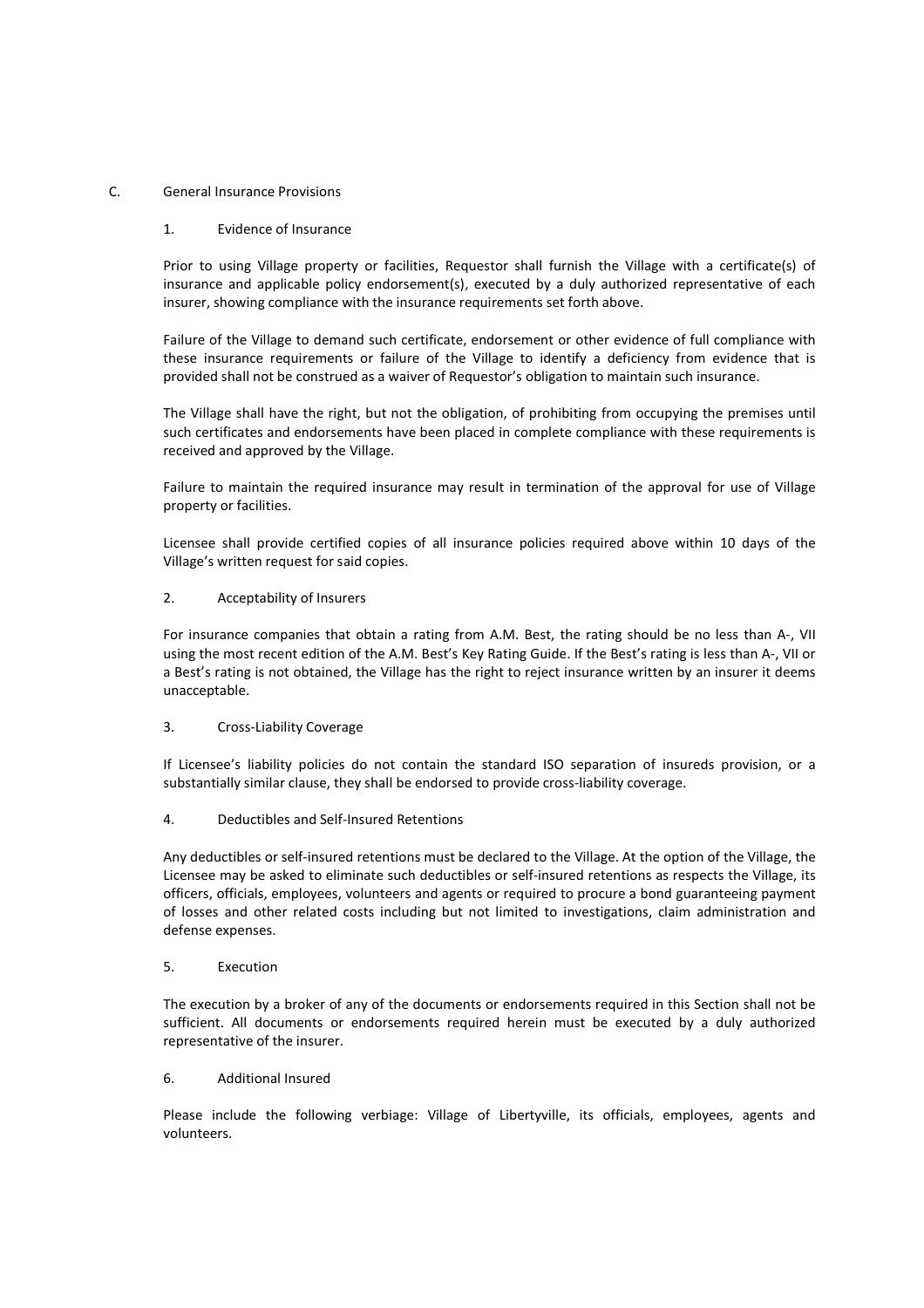## C. General Insurance Provisions

### 1. Evidence of Insurance

Prior to using Village property or facilities, Requestor shall furnish the Village with a certificate(s) of insurance and applicable policy endorsement(s), executed by a duly authorized representative of each insurer, showing compliance with the insurance requirements set forth above.

Failure of the Village to demand such certificate, endorsement or other evidence of full compliance with these insurance requirements or failure of the Village to identify a deficiency from evidence that is provided shall not be construed as a waiver of Requestor's obligation to maintain such insurance.

The Village shall have the right, but not the obligation, of prohibiting from occupying the premises until such certificates and endorsements have been placed in complete compliance with these requirements is received and approved by the Village.

Failure to maintain the required insurance may result in termination of the approval for use of Village property or facilities.

Licensee shall provide certified copies of all insurance policies required above within 10 days of the Village's written request for said copies.

### 2. Acceptability of Insurers

For insurance companies that obtain a rating from A.M. Best, the rating should be no less than A-, VII using the most recent edition of the A.M. Best's Key Rating Guide. If the Best's rating is less than A-, VII or a Best's rating is not obtained, the Village has the right to reject insurance written by an insurer it deems unacceptable.

### 3. Cross-Liability Coverage

If Licensee's liability policies do not contain the standard ISO separation of insureds provision, or a substantially similar clause, they shall be endorsed to provide cross-liability coverage.

### 4. Deductibles and Self-Insured Retentions

Any deductibles or self-insured retentions must be declared to the Village. At the option of the Village, the Licensee may be asked to eliminate such deductibles or self-insured retentions as respects the Village, its officers, officials, employees, volunteers and agents or required to procure a bond guaranteeing payment of losses and other related costs including but not limited to investigations, claim administration and defense expenses.

### 5. Execution

The execution by a broker of any of the documents or endorsements required in this Section shall not be sufficient. All documents or endorsements required herein must be executed by a duly authorized representative of the insurer.

### 6. Additional Insured

Please include the following verbiage: Village of Libertyville, its officials, employees, agents and volunteers.